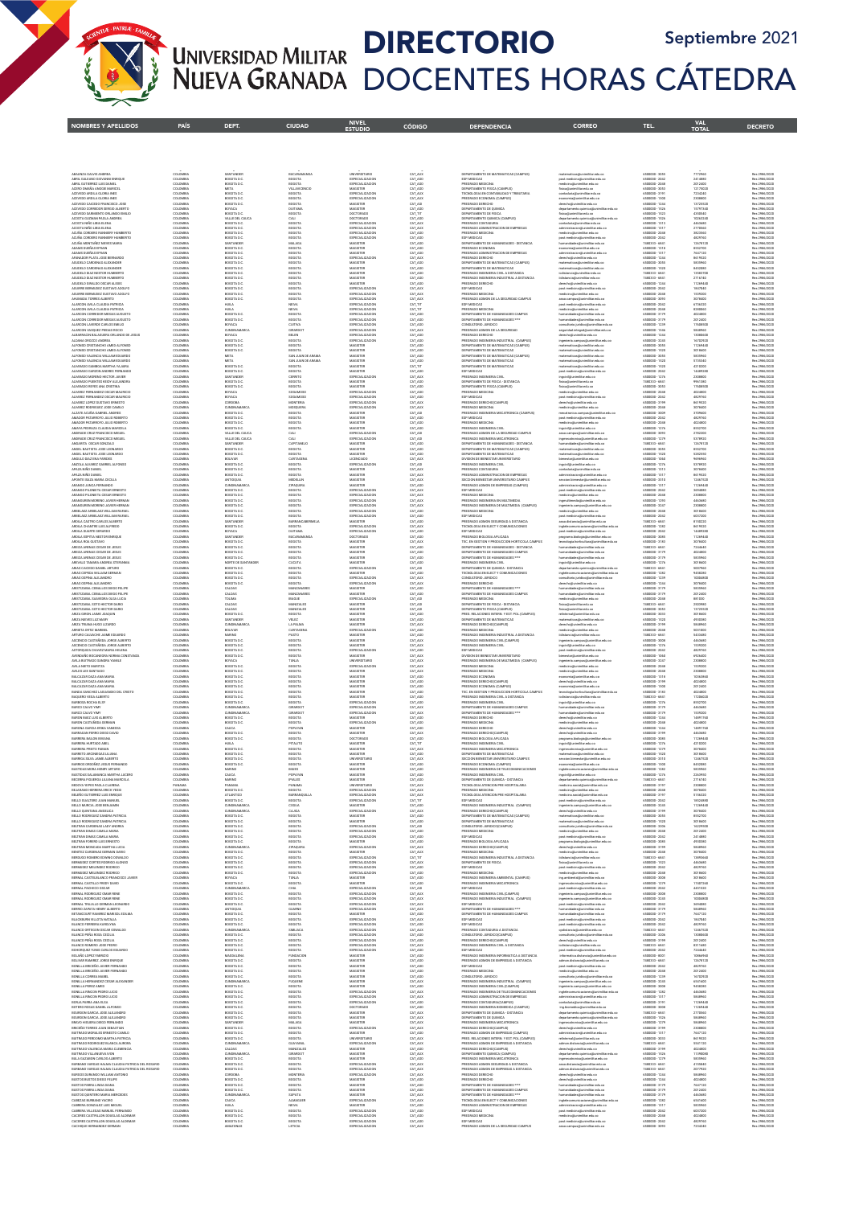# UNIVERSIDAD MILITAR NUEVA GRANADA

# DIRECTORIO DOCENTES HORAS CÁTEDRA

## Septiembre 2021

| NOMBRES Y APELLIDOS | PAÍS | DEPT. | CIUDAD | NIVEL ESTUDIO | CÓDIGO | DEPENDENCIA | CORREO | TEL. | VAL TOTAL | DECRETO |
|---|---|---|---|---|---|---|---|---|---|---|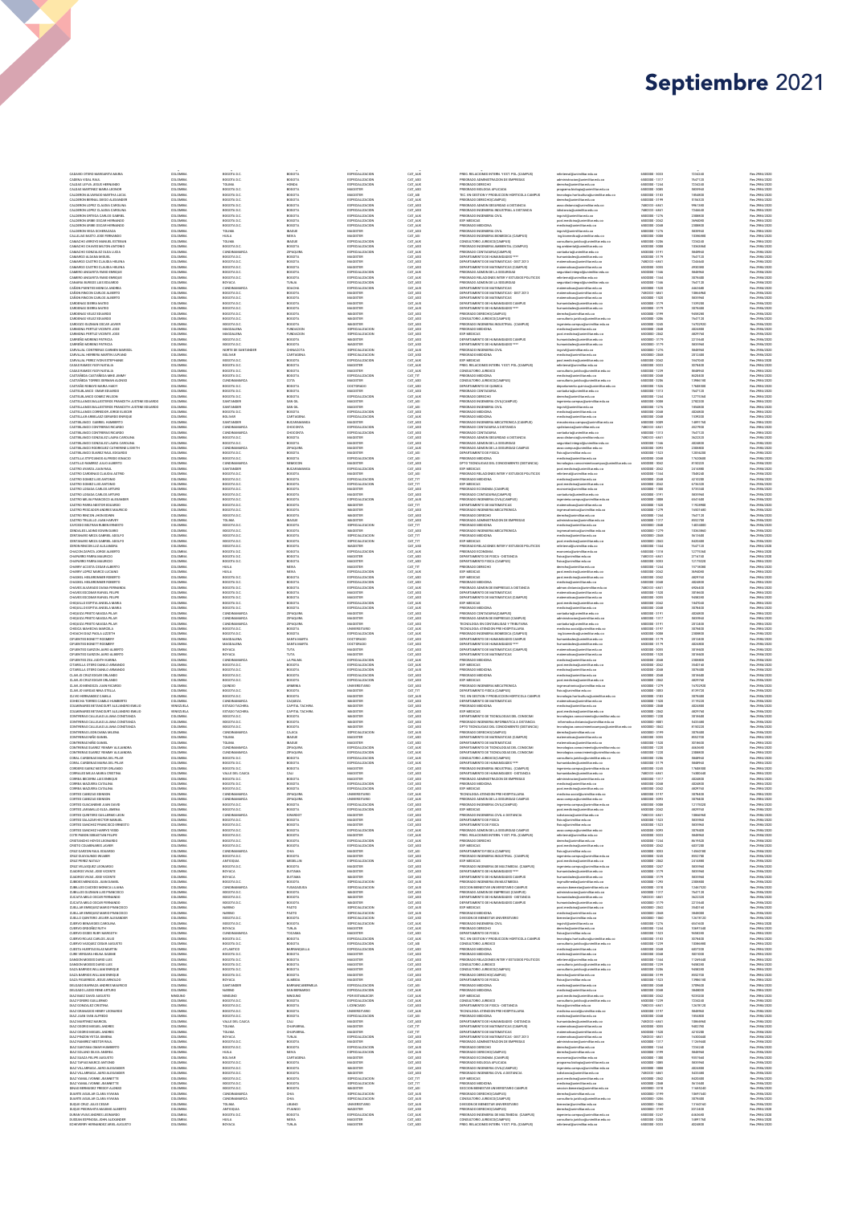# Septiembre 2021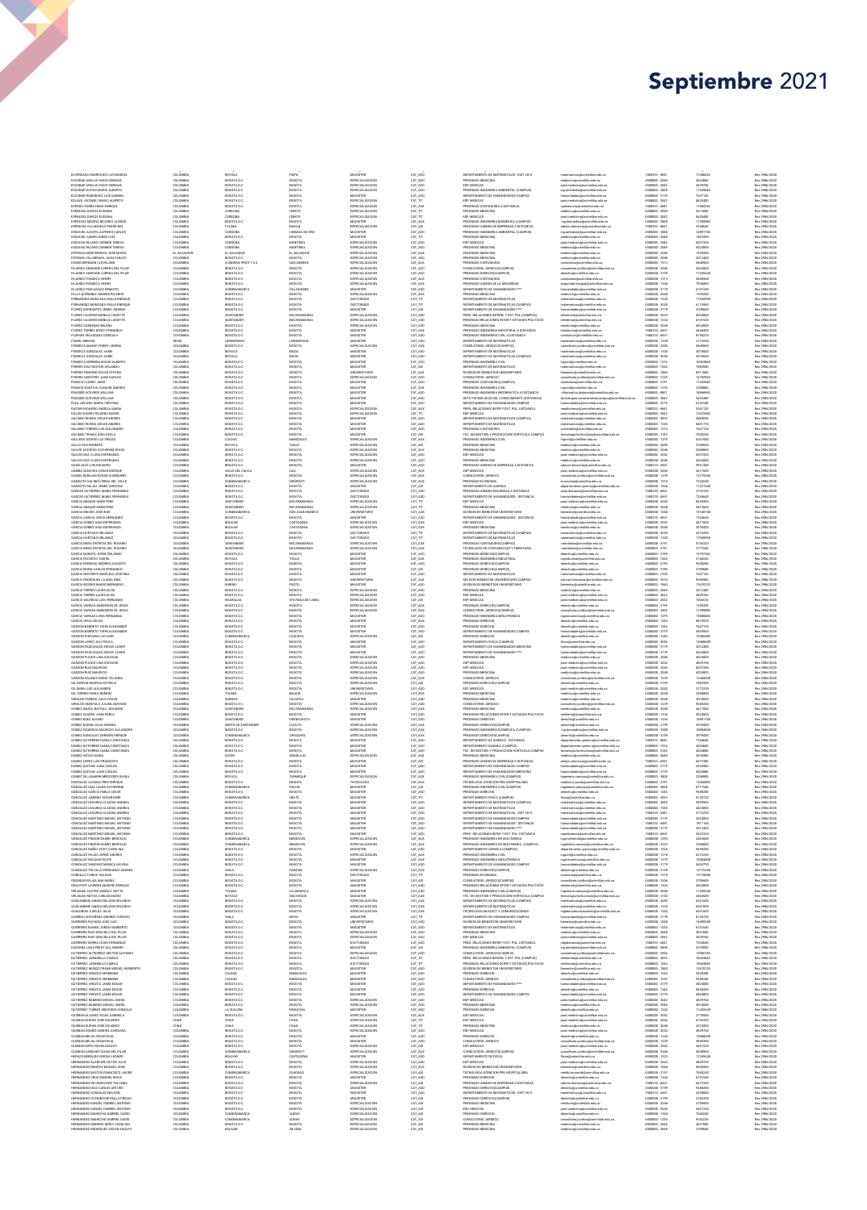# Septiembre 2021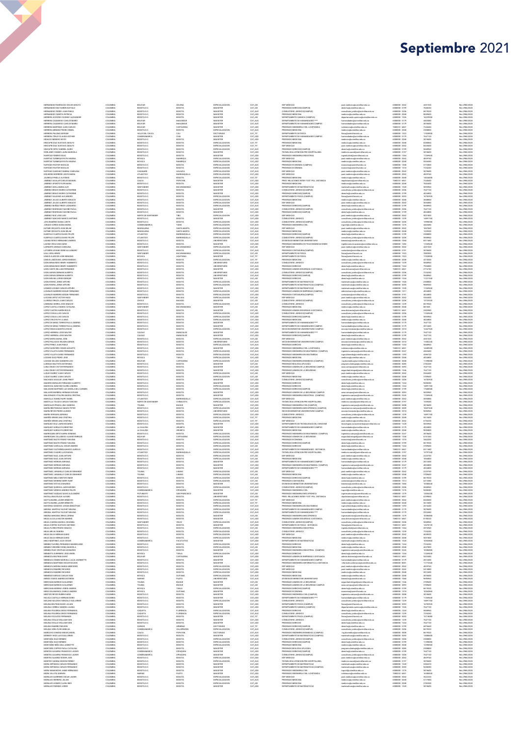# Septiembre 2021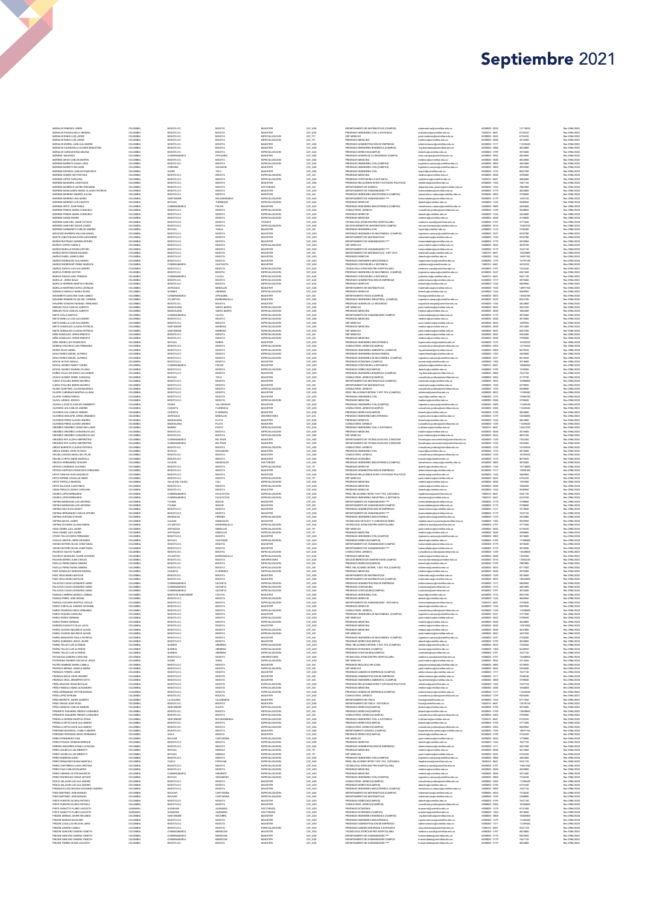# Septiembre 2021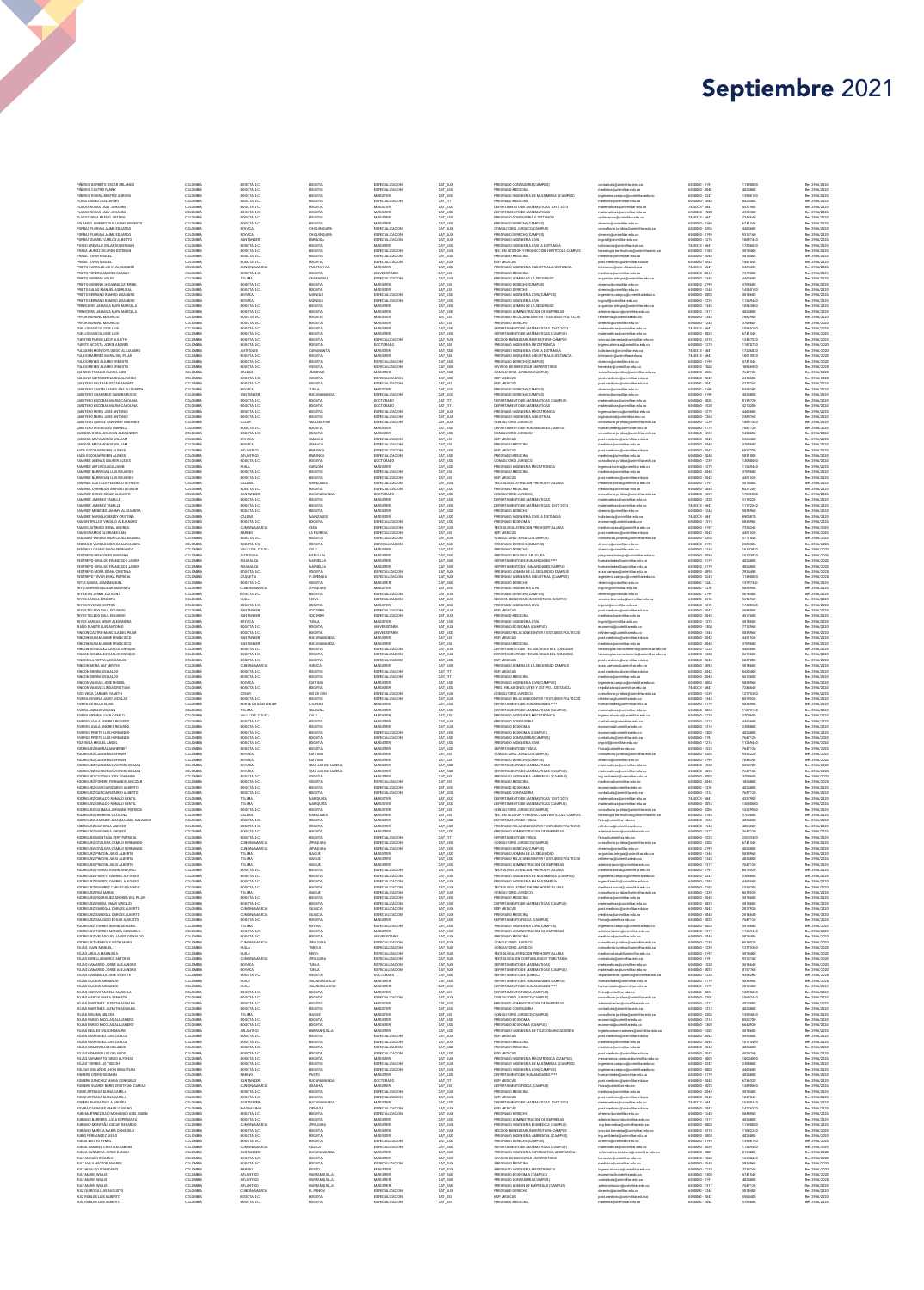# Septiembre 2021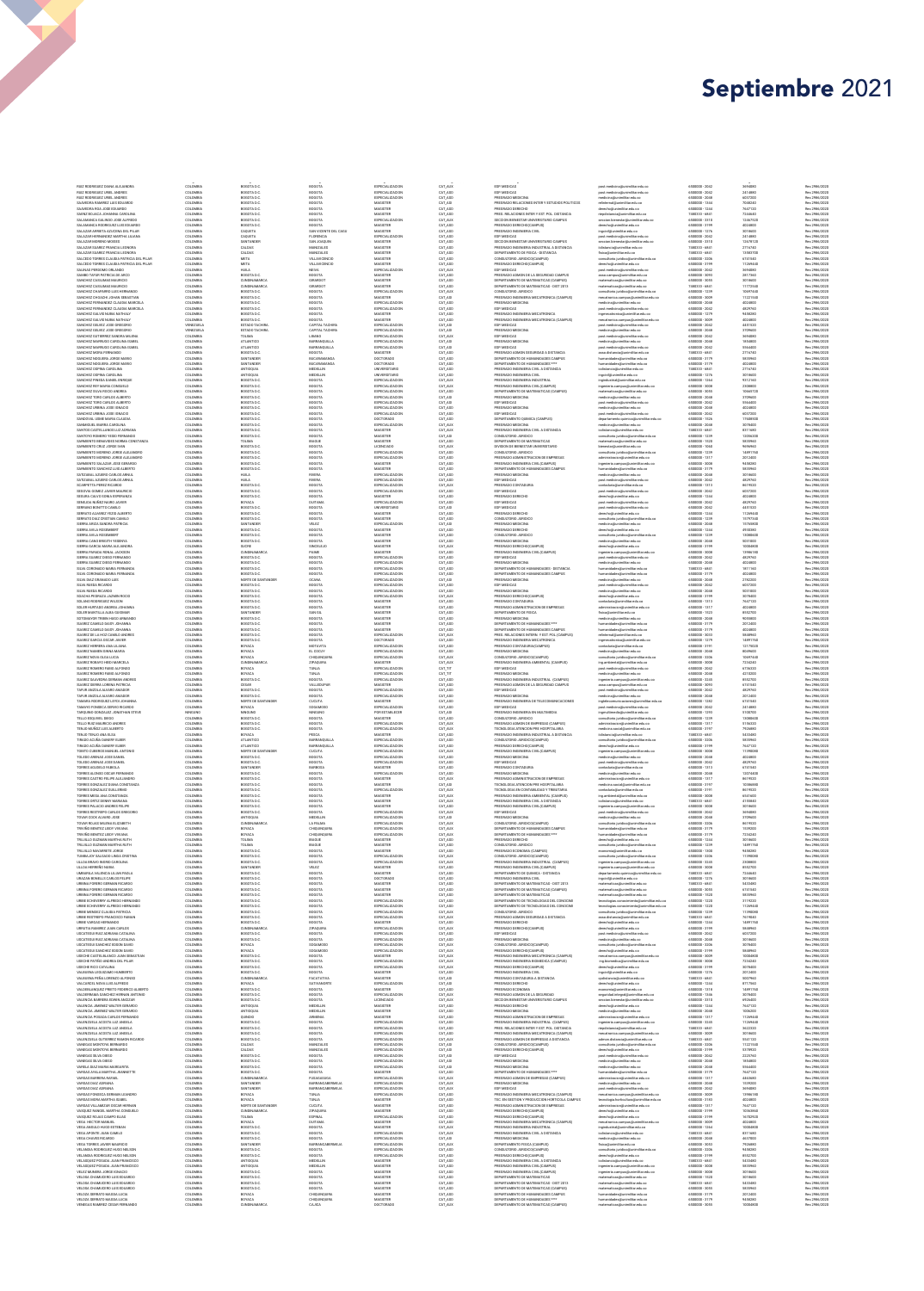# Septiembre 2021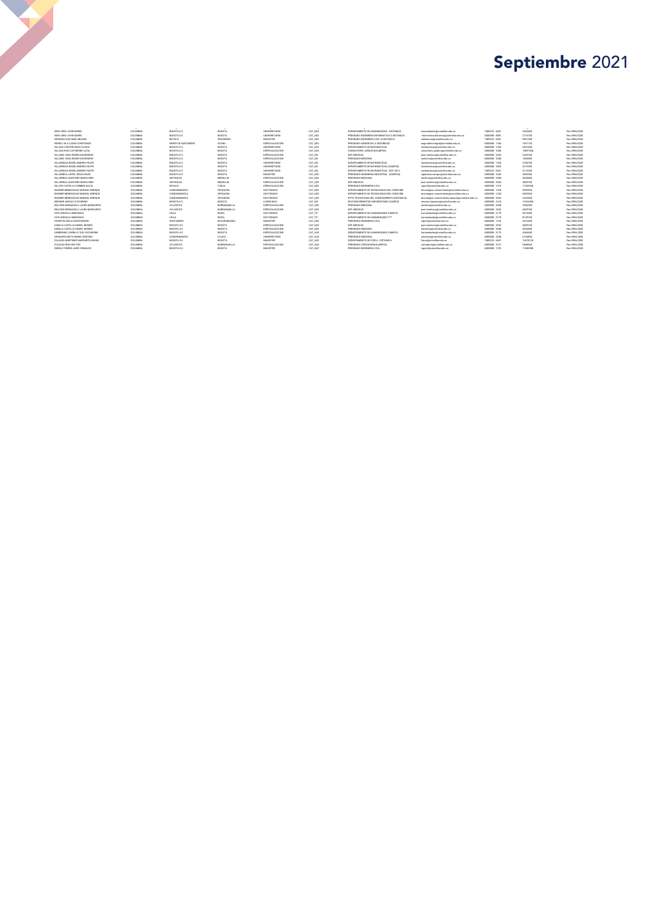# **Septiembre** 2021

| | | | | | | | | | | |
|---|---|---|---|---|---|---|---|---|---|---|
| VERA VERA JOHN EDWIN | COLOMBIA | BOGOTA D.C. | BOGOTA | UNIVERSITARIO | CAT_AS0 | DEPARTAMENTO DE HUMANIDADES - DISTANCIA | humanidades@unimilitar.edu.co | 7480333 - 6841 | 5433450 | Res 2946/2020 |
| VERA VERA JOHN EDWIN | COLOMBIA | BOGOTA D.C. | BOGOTA | UNIVERSITARIO | CAT_AS0 | PREGRADO INGENIERIA INFORMATICA A DISTANCIA | informatica.distancia@unimilitar.edu.co | 6500000 - 8001 | 2716740 | Res 2946/2020 |
| VERGARA DIAZ NIDIA MILENA | COLOMBIA | BOYACA | SOGAMOSO | MAGISTER | CAT_AS0 | PREGRADO INGENIERIA CIVIL A DISTANCIA | icdistancia@unimilitar.edu.co | 7480333 - 6841 | 9961380 | Res 2946/2020 |
| VERGEL VILA LAURA CONSTANZA | COLOMBIA | NORTE DE SANTANDER | OCAÑA | ESPECIALIZACION | CAT_AS0 | PREGRADO ADMON DE LA SEGURIDAD | seguridad.integral@unimilitar.edu.co | 6500000 - 1546 | 7547120 | Res 2946/2020 |
| VILLADA CANTOR DIEGO ALEXIS | COLOMBIA | BOGOTA D.C. | BOGOTA | UNIVERSITARIO | CAT_AUX | DEPARTAMENTO DE MATEMATICAS | matematicas@unimilitar.edu.co | 6500000 - 1520 | 6561600 | Res 2946/2020 |
| VILLADA RUIZ CATHERINE LUCIA | COLOMBIA | BOGOTA D.C. | BOGOTA | ESPECIALIZACION | CAT_AUX | CONSULTORIO JURIDICO (CAMPUS) | consultorio.juridico@unimilitar.edu.co | 6500000 - 3286 | 10691340 | Res 2946/2020 |
| VILLAMIL VEGA EDWIN DAVINSSON | COLOMBIA | BOGOTA D.C. | BOGOTA | ESPECIALIZACION | CAT_AS | EDP MEDICAS | post.medicina@unimilitar.edu.co | 6500000 - 2042 | 2225760 | Res 2946/2020 |
| VILLAMIL VEGA EDWIN DAVINSSON | COLOMBIA | BOGOTA D.C. | BOGOTA | ESPECIALIZACION | CAT_AS | PREGRADO MEDICINA | medicina@unimilitar.edu.co | 6500000 - 2048 | 1854800 | Res 2946/2020 |
| VILLARRAGA IBAÑEZ ANDRES FELIPE | COLOMBIA | BOGOTA D.C. | BOGOTA | UNIVERSITARIO | CAT_AS | DEPARTAMENTO DE MATEMATICAS | matematicas@unimilitar.edu.co | 6500000 - 1520 | 5180700 | Res 2946/2020 |
| VILLARRAGA IBAÑEZ ANDRES FELIPE | COLOMBIA | BOGOTA D.C. | BOGOTA | UNIVERSITARIO | CAT_AS | DEPARTAMENTO DE MATEMATICAS (CAMPUS) | matematicas@unimilitar.edu.co | 6500000 - 3093 | 6213980 | Res 2946/2020 |
| VILLARRAGA IBAÑEZ ANDRES FELIPE | COLOMBIA | BOGOTA D.C. | BOGOTA | UNIVERSITARIO | CAT_AS | DEPARTAMENTO DE MATEMATICAS - DIST 2015 | matematicas@unimilitar.edu.co | 7480333 - 6841 | 4173360 | Res 2946/2020 |
| VILLARREAL LOPEZ JESUS DAVID | COLOMBIA | BOGOTA D.C. | BOGOTA | MAGISTER | CAT_AS0 | PREGRADO INGENIERIA INDUSTRIAL - (CAMPUS) | ingenieria.campus@unimilitar.edu.co | 6500000 - 3245 | 5809960 | Res 2946/2020 |
| VILLARREAL QUINTERO MARIA INES | COLOMBIA | ANTIOQUIA | MEDELLIN | ESPECIALIZACION | CAT_AS0 | PREGRADO MEDICINA | medicina@unimilitar.edu.co | 6500000 - 2048 | 4024800 | Res 2946/2020 |
| VILLARREAL QUINTERO MARIA INES | COLOMBIA | ANTIOQUIA | MEDELLIN | ESPECIALIZACION | CAT_AS0 | EDP MEDICAS | post.medicina@unimilitar.edu.co | 6500000 - 2042 | 4829760 | Res 2946/2020 |
| VILLATE CASTILLO CARMEN ALICIA | COLOMBIA | BOYACA | TUNJA | ESPECIALIZACION | CAT_AS0 | PREGRADO INGENIERIA CIVIL | ingcivil@unimilitar.edu.co | 6500000 - 1276 | 11269440 | Res 2946/2020 |
| WAGNER MENDIVELSO MANUEL ENRIQUE | COLOMBIA | CUNDINAMARCA | ZIPAQUIRA | DOCTORADO | CAT_AS0 | DEPARTAMENTO DE TECNOLOGIAS DEL CONOCIM | tecnologias.conocimiento@unimilitar.edu.co | 6500000 - 1220 | 5809960 | Res 2946/2020 |
| WAGNER MENDIVELSO MANUEL ENRIQUE | COLOMBIA | CUNDINAMARCA | ZIPAQUIRA | DOCTORADO | CAT_AS0 | DEPARTAMENTO DE TECNOLOGIAS DEL CONOCIM | tecnologias.conocimiento@unimilitar.edu.co | 6500000 - 1220 | 5809960 | Res 2946/2020 |
| WAGNER MENDIVELSO MANUEL ENRIQUE | COLOMBIA | CUNDINAMARCA | ZIPAQUIRA | DOCTORADO | CAT_AS0 | DPTO TECNOLOGIAS DEL CONOCIMIENTO (DISTANCIA) | tecnologias.conocimientocampus@unimilitar.edu.co | 6500000 - 3042 | 5433450 | Res 2946/2020 |
| WEBERER JARILLO CATHERINE | COLOMBIA | BOGOTA D.C. | BOGOTA | LICENCIADO | CAT_AS | SECCION BIENESTAR UNIVERSITARIO CAMPUS | seccion.bienestar@unimilitar.edu.co | 6500000 - 3310 | 13004360 | Res 2946/2020 |
| WILCHES BORNACELLI LAURA MARGARITA | COLOMBIA | ATLANTICO | BARRANQUILLA | ESPECIALIZACION | CAT_AS0 | PREGRADO MEDICINA | medicina@unimilitar.edu.co | 6500000 - 2048 | 5936580 | Res 2946/2020 |
| WILCHES BORNACELLI LAURA MARGARITA | COLOMBIA | ATLANTICO | BARRANQUILLA | ESPECIALIZACION | CAT_AS0 | EDP MEDICAS | post.medicina@unimilitar.edu.co | 6500000 - 2042 | 4829760 | Res 2946/2020 |
| YATE AREVALO AIDEE NAGO | COLOMBIA | HUILA | NEIVA | DOCTORADO | CAT_TIT | DEPARTAMENTO DE HUMANIDADES CAMPUS | humanidades@unimilitar.edu.co | 6500000 - 3179 | 5613600 | Res 2946/2020 |
| YATE AREVALO AIDEE NAGO | COLOMBIA | HUILA | NEIVA | DOCTORADO | CAT_TIT | DEPARTAMENTO DE HUMANIDADES *** | humanidades@unimilitar.edu.co | 6500000 - 3179 | 8739720 | Res 2946/2020 |
| YUVER ORJUELA NADER RUDHER | COLOMBIA | SANTANDER | BUCARAMANGA | MAGISTER | CAT_AS0 | PREGRADO INGENIERIA CIVIL | ingcivil@unimilitar.edu.co | 6500000 - 1276 | 3013400 | Res 2946/2020 |
| ZAMALA CASTILLO DANIEL MOISES | COLOMBIA | BOGOTA D.C. | BOGOTA | ESPECIALIZACION | CAT_AS0 | EDP MEDICAS | post.medicina@unimilitar.edu.co | 6500000 - 2042 | 4829760 | Res 2946/2020 |
| ZAMALA CASTILLO DANIEL MOISES | COLOMBIA | BOGOTA D.C. | BOGOTA | ESPECIALIZACION | CAT_AS0 | PREGRADO MEDICINA | medicina@unimilitar.edu.co | 6500000 - 2048 | 4024800 | Res 2946/2020 |
| ZAMBRANO CARRILLO YULY KATHERINE | COLOMBIA | BOGOTA D.C. | BOGOTA | ESPECIALIZACION | CAT_AUX | DEPARTAMENTO DE HUMANIDADES CAMPUS | humanidades@unimilitar.edu.co | 6500000 - 3179 | 4463600 | Res 2946/2020 |
| ZIPAQUIRA NIETO MARIA CRISTINA | COLOMBIA | CUNDINAMARCA | CAJICA | UNIVERSITARIO | CAT_AUX | PREGRADO MEDICINA | medicina@unimilitar.edu.co | 6500000 - 2048 | 6156600 | Res 2946/2020 |
| ZULUAGA MARTINEZ MARGARITA MARIA | COLOMBIA | BOGOTA D.C. | BOGOTA | MAGISTER | CAT_AS0 | DEPARTAMENTO DE FISICA - DISTANCIA | fisica@unimilitar.edu.co | 7480333 - 6841 | 12679120 | Res 2946/2020 |
| ZULUAGA RIOS HECTOR | COLOMBIA | ATLANTICO | BARRANQUILLA | ESPECIALIZACION | CAT_AUX | PREGRADO CONTADURIA(CAMPUS) | contaduria@unimilitar.edu.co | 6500000 - 3191 | 5948960 | Res 2946/2020 |
| ZUÑIGA TORRES JAIRO OSWALDO | COLOMBIA | BOGOTA D.C. | BOGOTA | MAGISTER | CAT_AS0 | PREGRADO INGENIERIA CIVIL | ingcivil@unimilitar.edu.co | 6500000 - 1276 | 17680380 | Res 2946/2020 |